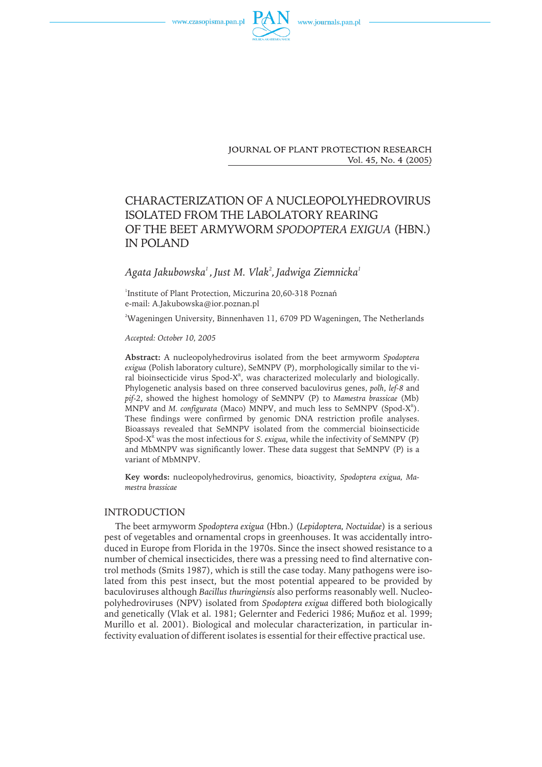JOURNAL OF PLANT PROTECTION RESEARCH
Vol. 45, No. 4 (2005)

# CHARACTERIZATION OF A NUCLEOPOLYHEDROVIRUS ISOLATED FROM THE LABOLATORY REARING OF THE BEET ARMYWORM *SPODOPTERA EXIGUA* (HBN.) IN POLAND

*Agata Jakubowska*[1], *Just M. Vlak*[2], *Jadwiga Ziemnicka*[1]

[1]Institute of Plant Protection, Miczurina 20,60-318 Poznań
e-mail: A.Jakubowska@ior.poznan.pl

[2]Wageningen University, Binnenhaven 11, 6709 PD Wageningen, The Netherlands

*Accepted: October 10, 2005*

**Abstract:** A nucleopolyhedrovirus isolated from the beet armyworm *Spodoptera exigua* (Polish laboratory culture), SeMNPV (P), morphologically similar to the viral bioinsecticide virus Spod-X[R], was characterized molecularly and biologically. Phylogenetic analysis based on three conserved baculovirus genes, *polh*, *lef-8* and *pif-2*, showed the highest homology of SeMNPV (P) to *Mamestra brassicae* (Mb) MNPV and *M. configurata* (Maco) MNPV, and much less to SeMNPV (Spod-X[R]). These findings were confirmed by genomic DNA restriction profile analyses. Bioassays revealed that SeMNPV isolated from the commercial bioinsecticide Spod-X[R] was the most infectious for *S. exigua*, while the infectivity of SeMNPV (P) and MbMNPV was significantly lower. These data suggest that SeMNPV (P) is a variant of MbMNPV.

**Key words:** nucleopolyhedrovirus, genomics, bioactivity, *Spodoptera exigua*, *Mamestra brassicae*

## INTRODUCTION

The beet armyworm *Spodoptera exigua* (Hbn.) (*Lepidoptera, Noctuidae*) is a serious pest of vegetables and ornamental crops in greenhouses. It was accidentally introduced in Europe from Florida in the 1970s. Since the insect showed resistance to a number of chemical insecticides, there was a pressing need to find alternative control methods (Smits 1987), which is still the case today. Many pathogens were isolated from this pest insect, but the most potential appeared to be provided by baculoviruses although *Bacillus thuringiensis* also performs reasonably well. Nucleopolyhedroviruses (NPV) isolated from *Spodoptera exigua* differed both biologically and genetically (Vlak et al. 1981; Gelernter and Federici 1986; Muñoz et al. 1999; Murillo et al. 2001). Biological and molecular characterization, in particular infectivity evaluation of different isolates is essential for their effective practical use.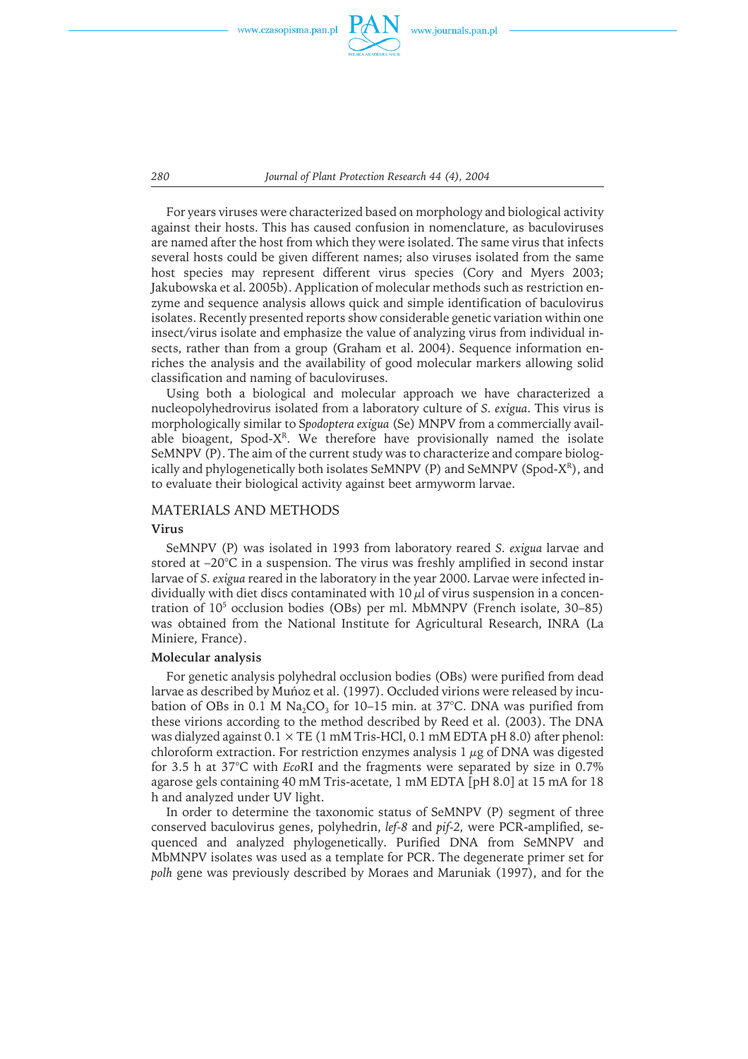For years viruses were characterized based on morphology and biological activity against their hosts. This has caused confusion in nomenclature, as baculoviruses are named after the host from which they were isolated. The same virus that infects several hosts could be given different names; also viruses isolated from the same host species may represent different virus species (Cory and Myers 2003; Jakubowska et al. 2005b). Application of molecular methods such as restriction enzyme and sequence analysis allows quick and simple identification of baculovirus isolates. Recently presented reports show considerable genetic variation within one insect/virus isolate and emphasize the value of analyzing virus from individual insects, rather than from a group (Graham et al. 2004). Sequence information enriches the analysis and the availability of good molecular markers allowing solid classification and naming of baculoviruses.

Using both a biological and molecular approach we have characterized a nucleopolyhedrovirus isolated from a laboratory culture of *S. exigua*. This virus is morphologically similar to *Spodoptera exigua* (Se) MNPV from a commercially available bioagent, Spod-X[R]. We therefore have provisionally named the isolate SeMNPV (P). The aim of the current study was to characterize and compare biologically and phylogenetically both isolates SeMNPV (P) and SeMNPV (Spod-X[R]), and to evaluate their biological activity against beet armyworm larvae.

## MATERIALS AND METHODS

### Virus

SeMNPV (P) was isolated in 1993 from laboratory reared *S. exigua* larvae and stored at –20°C in a suspension. The virus was freshly amplified in second instar larvae of *S. exigua* reared in the laboratory in the year 2000. Larvae were infected individually with diet discs contaminated with 10 $\mu$l of virus suspension in a concentration of $10^5$ occlusion bodies (OBs) per ml. MbMNPV (French isolate, 30–85) was obtained from the National Institute for Agricultural Research, INRA (La Miniere, France).

### Molecular analysis

For genetic analysis polyhedral occlusion bodies (OBs) were purified from dead larvae as described by Muńoz et al. (1997). Occluded virions were released by incubation of OBs in 0.1 M $Na_2CO_3$ for 10–15 min. at 37°C. DNA was purified from these virions according to the method described by Reed et al. (2003). The DNA was dialyzed against 0.1 × TE (1 mM Tris-HCl, 0.1 mM EDTA pH 8.0) after phenol: chloroform extraction. For restriction enzymes analysis 1 $\mu$g of DNA was digested for 3.5 h at 37°C with *Eco*RI and the fragments were separated by size in 0.7% agarose gels containing 40 mM Tris-acetate, 1 mM EDTA [pH 8.0] at 15 mA for 18 h and analyzed under UV light.

In order to determine the taxonomic status of SeMNPV (P) segment of three conserved baculovirus genes, polyhedrin, *lef-8* and *pif-2*, were PCR-amplified, sequenced and analyzed phylogenetically. Purified DNA from SeMNPV and MbMNPV isolates was used as a template for PCR. The degenerate primer set for *polh* gene was previously described by Moraes and Maruniak (1997), and for the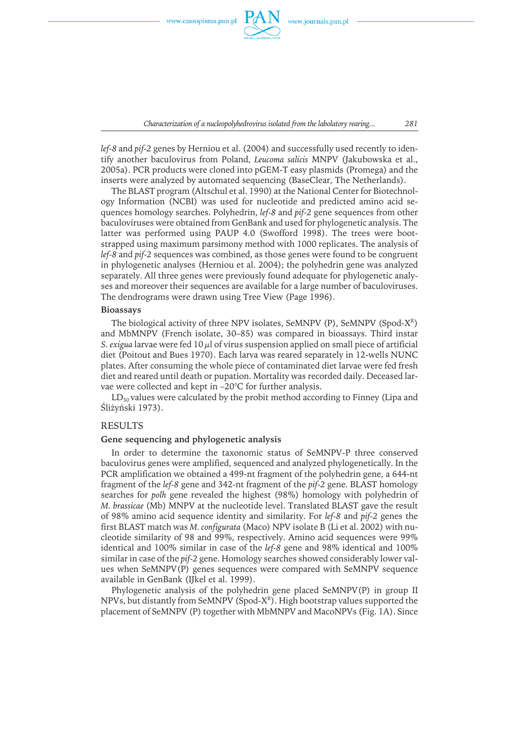*lef-8* and *pif-2* genes by Herniou et al. (2004) and successfully used recently to identify another baculovirus from Poland, *Leucoma salicis* MNPV (Jakubowska et al., 2005a). PCR products were cloned into pGEM-T easy plasmids (Promega) and the inserts were analyzed by automated sequencing (BaseClear, The Netherlands).

The BLAST program (Altschul et al. 1990) at the National Center for Biotechnology Information (NCBI) was used for nucleotide and predicted amino acid sequences homology searches. Polyhedrin, *lef-8* and *pif-2* gene sequences from other baculoviruses were obtained from GenBank and used for phylogenetic analysis. The latter was performed using PAUP 4.0 (Swofford 1998). The trees were bootstrapped using maximum parsimony method with 1000 replicates. The analysis of *lef-8* and *pif-2* sequences was combined, as those genes were found to be congruent in phylogenetic analyses (Herniou et al. 2004); the polyhedrin gene was analyzed separately. All three genes were previously found adequate for phylogenetic analyses and moreover their sequences are available for a large number of baculoviruses. The dendrograms were drawn using Tree View (Page 1996).

**Bioassays**

The biological activity of three NPV isolates, SeMNPV (P), SeMNPV (Spod-X$^{R}$) and MbMNPV (French isolate, 30–85) was compared in bioassays. Third instar *S. exigua* larvae were fed 10 $\mu$l of virus suspension applied on small piece of artificial diet (Poitout and Bues 1970). Each larva was reared separately in 12-wells NUNC plates. After consuming the whole piece of contaminated diet larvae were fed fresh diet and reared until death or pupation. Mortality was recorded daily. Deceased larvae were collected and kept in –20°C for further analysis.

$LD_{50}$ values were calculated by the probit method according to Finney (Lipa and Śliżyński 1973).

## RESULTS

**Gene sequencing and phylogenetic analysis**

In order to determine the taxonomic status of SeMNPV-P three conserved baculovirus genes were amplified, sequenced and analyzed phylogenetically. In the PCR amplification we obtained a 499-nt fragment of the polyhedrin gene, a 644-nt fragment of the *lef-8* gene and 342-nt fragment of the *pif-2* gene. BLAST homology searches for *polh* gene revealed the highest (98%) homology with polyhedrin of *M. brassicae* (Mb) MNPV at the nucleotide level. Translated BLAST gave the result of 98% amino acid sequence identity and similarity. For *lef-8* and *pif-2* genes the first BLAST match was *M. configurata* (Maco) NPV isolate B (Li et al. 2002) with nucleotide similarity of 98 and 99%, respectively. Amino acid sequences were 99% identical and 100% similar in case of the *lef-8* gene and 98% identical and 100% similar in case of the *pif-2* gene. Homology searches showed considerably lower values when SeMNPV(P) genes sequences were compared with SeMNPV sequence available in GenBank (IJkel et al. 1999).

Phylogenetic analysis of the polyhedrin gene placed SeMNPV(P) in group II NPVs, but distantly from SeMNPV (Spod-X$^{R}$). High bootstrap values supported the placement of SeMNPV (P) together with MbMNPV and MacoNPVs (Fig. 1A). Since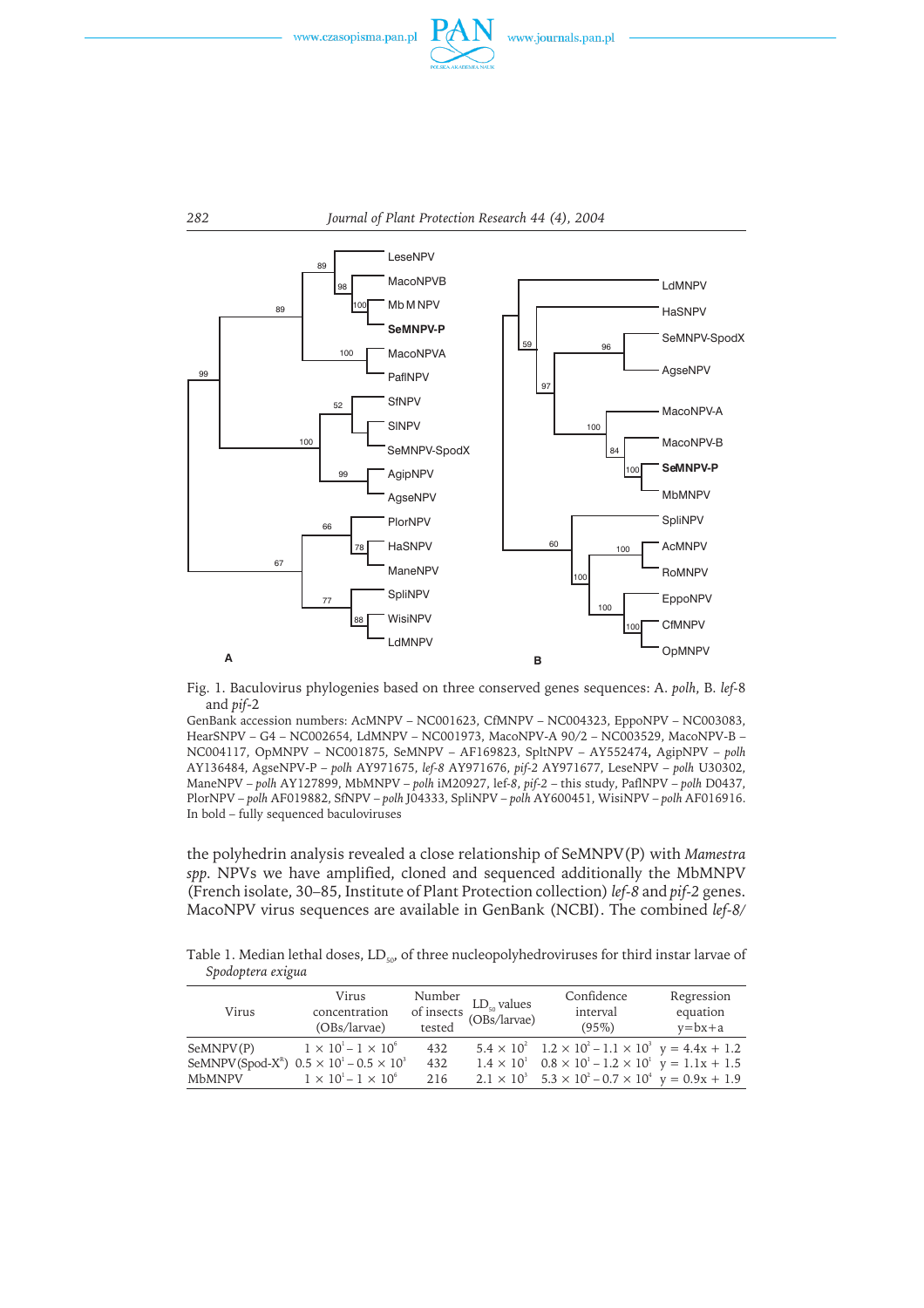A

LeseNPV
MacoNPVB
Mb M NPV
**SeMNPV-P**
MacoNPVA
PaflNPV
SfNPV
SlNPV
SeMNPV-SpodX
AgipNPV
AgseNPV
PlorNPV
HaSNPV
ManeNPV
SpliNPV
WisiNPV
LdMNPV

89, 98, 100, 89, 100, 99, 52, 100, 99, 66, 78, 67, 77, 88

B

LdMNPV
HaSNPV
SeMNPV-SpodX
AgseNPV
MacoNPV-A
MacoNPV-B
**SeMNPV-P**
MbMNPV
SpliNPV
AcMNPV
RoMNPV
EppoNPV
CfMNPV
OpMNPV

59, 96, 97, 100, 84, 100, 60, 100, 100, 100, 100

Fig. 1. Baculovirus phylogenies based on three conserved genes sequences: A. *polh*, B. *lef*-8 and *pif*-2

GenBank accession numbers: AcMNPV – NC001623, CfMNPV – NC004323, EppoNPV – NC003083, HearSNPV – G4 – NC002654, LdMNPV – NC001973, MacoNPV-A 90/2 – NC003529, MacoNPV-B – NC004117, OpMNPV – NC001875, SeMNPV – AF169823, SpltNPV – AY552474, AgipNPV – *polh* AY136484, AgseNPV-P – *polh* AY971675, *lef-8* AY971676, *pif-2* AY971677, LeseNPV – *polh* U30302, ManeNPV – *polh* AY127899, MbMNPV – *polh* iM20927, lef-8, *pif-2* – this study, PaflNPV – *polh* D0437, PlorNPV – *polh* AF019882, SfNPV – *polh* J04333, SpliNPV – *polh* AY600451, WisiNPV – *polh* AF016916. In bold – fully sequenced baculoviruses

the polyhedrin analysis revealed a close relationship of SeMNPV(P) with *Mamestra spp*. NPVs we have amplified, cloned and sequenced additionally the MbMNPV (French isolate, 30–85, Institute of Plant Protection collection) *lef-8* and *pif-2* genes. MacoNPV virus sequences are available in GenBank (NCBI). The combined *lef-8/*

Table 1. Median lethal doses, $LD_{50}$, of three nucleopolyhedroviruses for third instar larvae of *Spodoptera exigua*

| Virus | Virus concentration (OBs/larvae) | Number of insects tested | $LD_{50}$ values (OBs/larvae) | Confidence interval (95%) | Regression equation y=bx+a |
|---|---|---|---|---|---|
| SeMNPV(P) | $1 \times 10^1 - 1 \times 10^6$ | 432 | $5.4 \times 10^2$ | $1.2 \times 10^2 - 1.1 \times 10^3$ | y = 4.4x + 1.2 |
| SeMNPV(Spod-X[R]) | $0.5 \times 10^1 - 0.5 \times 10^3$ | 432 | $1.4 \times 10^1$ | $0.8 \times 10^1 - 1.2 \times 10^1$ | y = 1.1x + 1.5 |
| MbMNPV | $1 \times 10^1 - 1 \times 10^6$ | 216 | $2.1 \times 10^3$ | $5.3 \times 10^2 - 0.7 \times 10^4$ | y = 0.9x + 1.9 |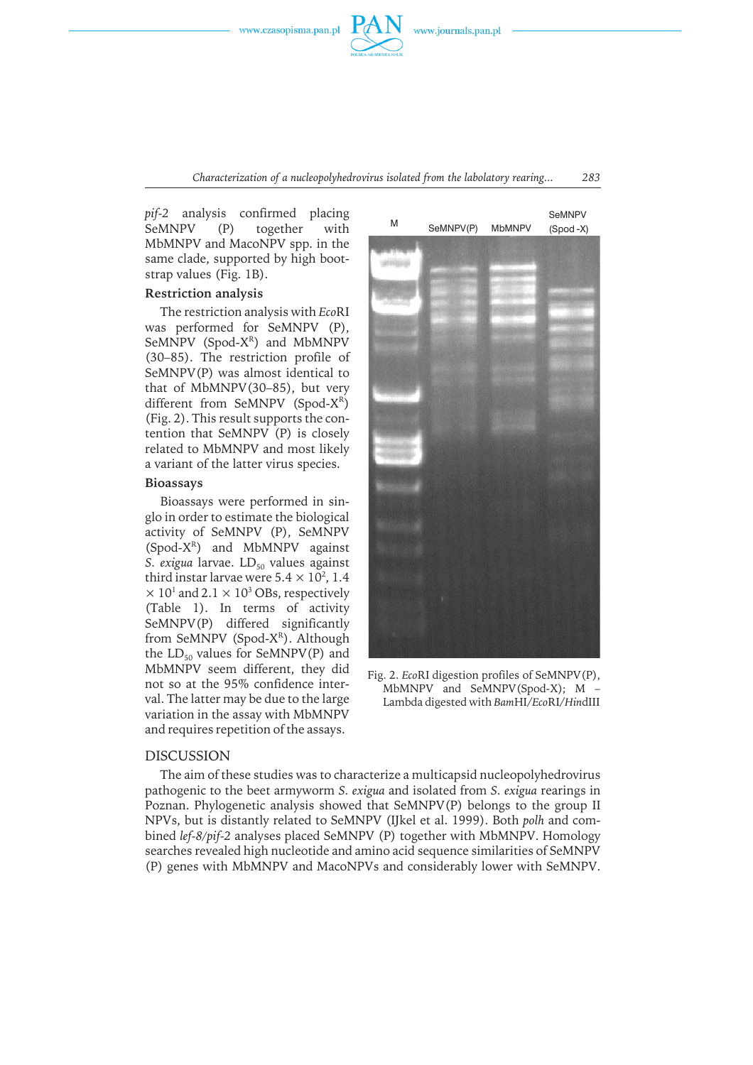*pif-2* analysis confirmed placing SeMNPV (P) together with MbMNPV and MacoNPV spp. in the same clade, supported by high bootstrap values (Fig. 1B).

### Restriction analysis

The restriction analysis with *Eco*RI was performed for SeMNPV (P), SeMNPV (Spod-X[R]) and MbMNPV (30–85). The restriction profile of SeMNPV(P) was almost identical to that of MbMNPV(30–85), but very different from SeMNPV (Spod-X[R]) (Fig. 2). This result supports the contention that SeMNPV (P) is closely related to MbMNPV and most likely a variant of the latter virus species.

### Bioassays

Bioassays were performed in singlo in order to estimate the biological activity of SeMNPV (P), SeMNPV (Spod-X[R]) and MbMNPV against *S. exigua* larvae. $LD_{50}$ values against third instar larvae were $5.4 \times 10^2$, $1.4 \times 10^1$ and $2.1 \times 10^3$ OBs, respectively (Table 1). In terms of activity SeMNPV(P) differed significantly from SeMNPV (Spod-X[R]). Although the $LD_{50}$ values for SeMNPV(P) and MbMNPV seem different, they did not so at the 95% confidence interval. The latter may be due to the large variation in the assay with MbMNPV and requires repetition of the assays.

M

SeMNPV(P)

MbMNPV

SeMNPV (Spod -X)

Fig. 2. *Eco*RI digestion profiles of SeMNPV(P), MbMNPV and SeMNPV(Spod-X); M – Lambda digested with *Bam*HI/*Eco*RI/*Hin*dIII

## DISCUSSION

The aim of these studies was to characterize a multicapsid nucleopolyhedrovirus pathogenic to the beet armyworm *S. exigua* and isolated from *S. exigua* rearings in Poznan. Phylogenetic analysis showed that SeMNPV(P) belongs to the group II NPVs, but is distantly related to SeMNPV (IJkel et al. 1999). Both *polh* and combined *lef-8/pif-2* analyses placed SeMNPV (P) together with MbMNPV. Homology searches revealed high nucleotide and amino acid sequence similarities of SeMNPV (P) genes with MbMNPV and MacoNPVs and considerably lower with SeMNPV.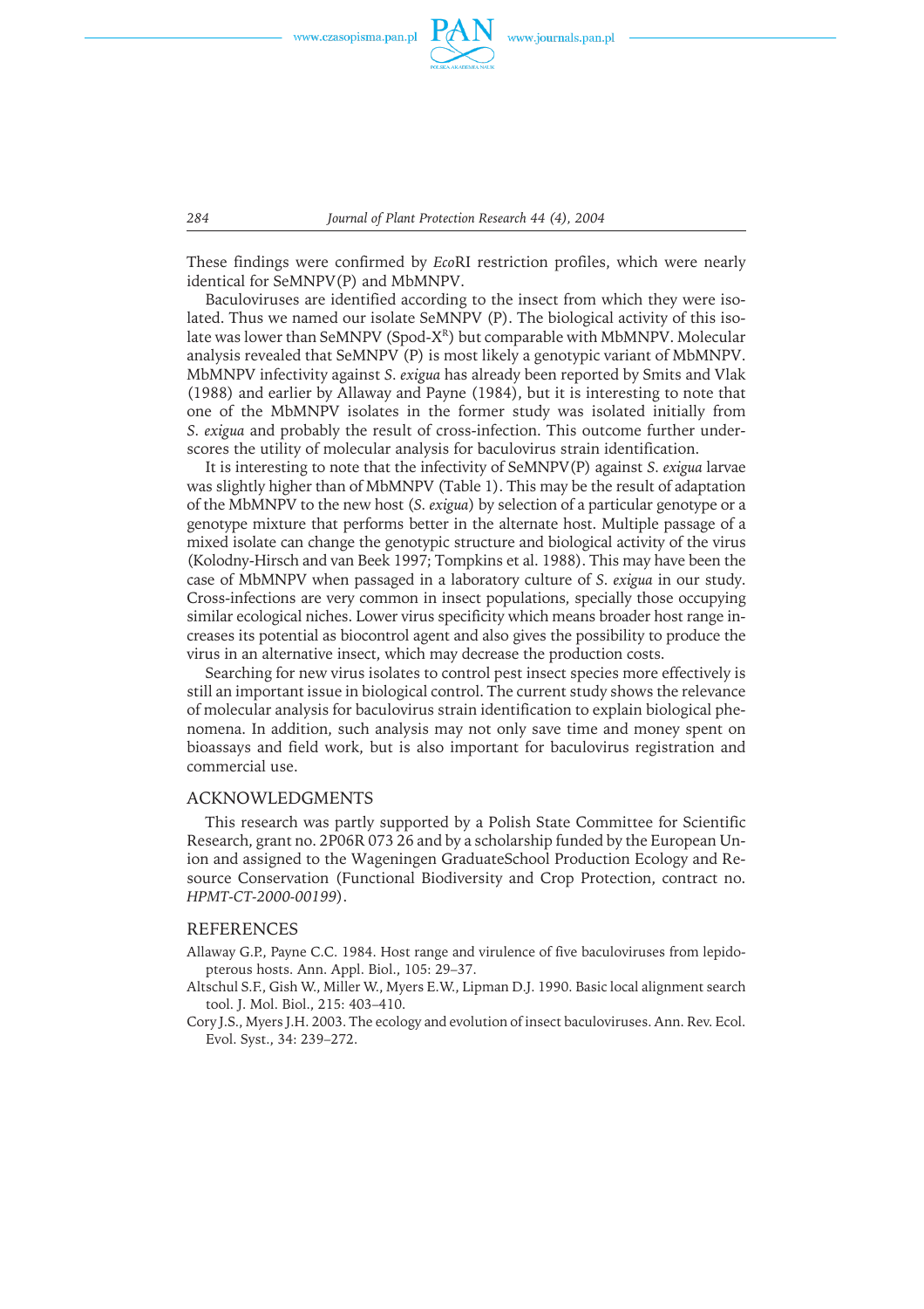These findings were confirmed by *Eco*RI restriction profiles, which were nearly identical for SeMNPV(P) and MbMNPV.

Baculoviruses are identified according to the insect from which they were isolated. Thus we named our isolate SeMNPV (P). The biological activity of this isolate was lower than SeMNPV (Spod-X$^{R}$) but comparable with MbMNPV. Molecular analysis revealed that SeMNPV (P) is most likely a genotypic variant of MbMNPV. MbMNPV infectivity against *S. exigua* has already been reported by Smits and Vlak (1988) and earlier by Allaway and Payne (1984), but it is interesting to note that one of the MbMNPV isolates in the former study was isolated initially from *S. exigua* and probably the result of cross-infection. This outcome further underscores the utility of molecular analysis for baculovirus strain identification.

It is interesting to note that the infectivity of SeMNPV(P) against *S. exigua* larvae was slightly higher than of MbMNPV (Table 1). This may be the result of adaptation of the MbMNPV to the new host (*S. exigua*) by selection of a particular genotype or a genotype mixture that performs better in the alternate host. Multiple passage of a mixed isolate can change the genotypic structure and biological activity of the virus (Kolodny-Hirsch and van Beek 1997; Tompkins et al. 1988). This may have been the case of MbMNPV when passaged in a laboratory culture of *S. exigua* in our study. Cross-infections are very common in insect populations, specially those occupying similar ecological niches. Lower virus specificity which means broader host range increases its potential as biocontrol agent and also gives the possibility to produce the virus in an alternative insect, which may decrease the production costs.

Searching for new virus isolates to control pest insect species more effectively is still an important issue in biological control. The current study shows the relevance of molecular analysis for baculovirus strain identification to explain biological phenomena. In addition, such analysis may not only save time and money spent on bioassays and field work, but is also important for baculovirus registration and commercial use.

## ACKNOWLEDGMENTS

This research was partly supported by a Polish State Committee for Scientific Research, grant no. 2P06R 073 26 and by a scholarship funded by the European Union and assigned to the Wageningen GraduateSchool Production Ecology and Resource Conservation (Functional Biodiversity and Crop Protection, contract no. *HPMT-CT-2000-00199*).

## REFERENCES

Allaway G.P., Payne C.C. 1984. Host range and virulence of five baculoviruses from lepidopterous hosts. Ann. Appl. Biol., 105: 29–37.

Altschul S.F., Gish W., Miller W., Myers E.W., Lipman D.J. 1990. Basic local alignment search tool. J. Mol. Biol., 215: 403–410.

Cory J.S., Myers J.H. 2003. The ecology and evolution of insect baculoviruses. Ann. Rev. Ecol. Evol. Syst., 34: 239–272.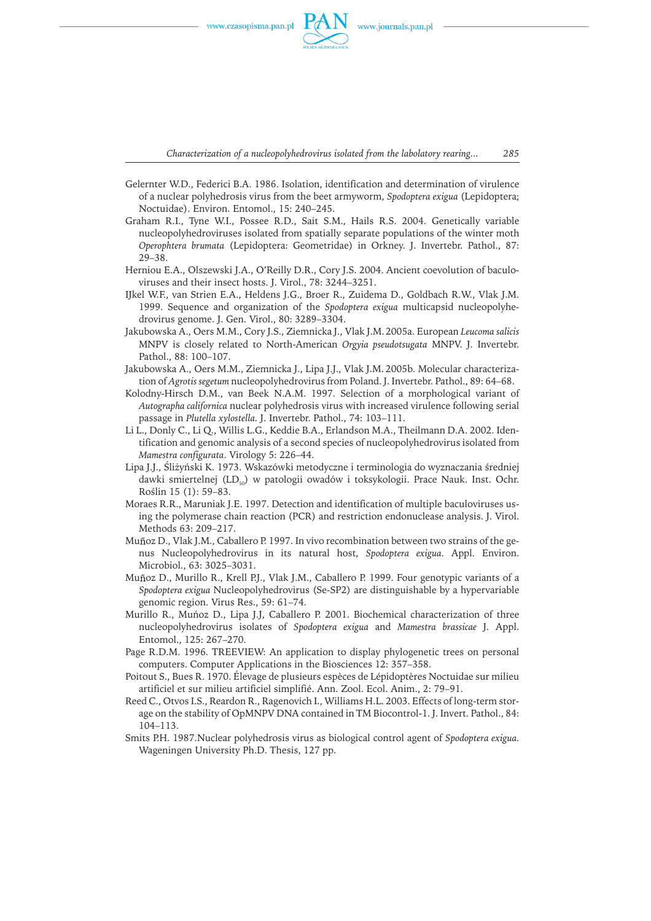Gelernter W.D., Federici B.A. 1986. Isolation, identification and determination of virulence of a nuclear polyhedrosis virus from the beet armyworm, *Spodoptera exigua* (Lepidoptera; Noctuidae). Environ. Entomol., 15: 240–245.

Graham R.I., Tyne W.I., Possee R.D., Sait S.M., Hails R.S. 2004. Genetically variable nucleopolyhedroviruses isolated from spatially separate populations of the winter moth *Operophtera brumata* (Lepidoptera: Geometridae) in Orkney. J. Invertebr. Pathol., 87: 29–38.

Herniou E.A., Olszewski J.A., O'Reilly D.R., Cory J.S. 2004. Ancient coevolution of baculoviruses and their insect hosts. J. Virol., 78: 3244–3251.

IJkel W.F., van Strien E.A., Heldens J.G., Broer R., Zuidema D., Goldbach R.W., Vlak J.M. 1999. Sequence and organization of the *Spodoptera exigua* multicapsid nucleopolyhedrovirus genome. J. Gen. Virol., 80: 3289–3304.

Jakubowska A., Oers M.M., Cory J.S., Ziemnicka J., Vlak J.M. 2005a. European *Leucoma salicis* MNPV is closely related to North-American *Orgyia pseudotsugata* MNPV. J. Invertebr. Pathol., 88: 100–107.

Jakubowska A., Oers M.M., Ziemnicka J., Lipa J.J., Vlak J.M. 2005b. Molecular characterization of *Agrotis segetum* nucleopolyhedrovirus from Poland. J. Invertebr. Pathol., 89: 64–68.

Kolody-Hirsch D.M., van Beek N.A.M. 1997. Selection of a morphological variant of *Autographa californica* nuclear polyhedrosis virus with increased virulence following serial passage in *Plutella xylostella*. J. Invertebr. Pathol., 74: 103–111.

Li L., Donly C., Li Q., Willis L.G., Keddie B.A., Erlandson M.A., Theilmann D.A. 2002. Identification and genomic analysis of a second species of nucleopolyhedrovirus isolated from *Mamestra configurata*. Virology 5: 226–44.

Lipa J.J., Śliżyński K. 1973. Wskazówki metodyczne i terminologia do wyznaczania średniej dawki smiertelnej ($LD_{50}$) w patologii owadów i toksykologii. Prace Nauk. Inst. Ochr. Roślin 15 (1): 59–83.

Moraes R.R., Maruniak J.E. 1997. Detection and identification of multiple baculoviruses using the polymerase chain reaction (PCR) and restriction endonuclease analysis. J. Virol. Methods 63: 209–217.

Muñoz D., Vlak J.M., Caballero P. 1997. In vivo recombination between two strains of the genus Nucleopolyhedrovirus in its natural host, *Spodoptera exigua*. Appl. Environ. Microbiol., 63: 3025–3031.

Muñoz D., Murillo R., Krell P.J., Vlak J.M., Caballero P. 1999. Four genotypic variants of a *Spodoptera exigua* Nucleopolyhedrovirus (Se-SP2) are distinguishable by a hypervariable genomic region. Virus Res., 59: 61–74.

Murillo R., Muńoz D., Lipa J.J, Caballero P. 2001. Biochemical characterization of three nucleopolyhedrovirus isolates of *Spodoptera exigua* and *Mamestra brassicae* J. Appl. Entomol., 125: 267–270.

Page R.D.M. 1996. TREEVIEW: An application to display phylogenetic trees on personal computers. Computer Applications in the Biosciences 12: 357–358.

Poitout S., Bues R. 1970. Élevage de plusieurs espèces de Lépidoptères Noctuidae sur milieu artificiel et sur milieu artificiel simplifié. Ann. Zool. Ecol. Anim., 2: 79–91.

Reed C., Otvos I.S., Reardon R., Ragenovich I., Williams H.L. 2003. Effects of long-term storage on the stability of OpMNPV DNA contained in TM Biocontrol-1. J. Invert. Pathol., 84: 104–113.

Smits P.H. 1987.Nuclear polyhedrosis virus as biological control agent of *Spodoptera exigua*. Wageningen University Ph.D. Thesis, 127 pp.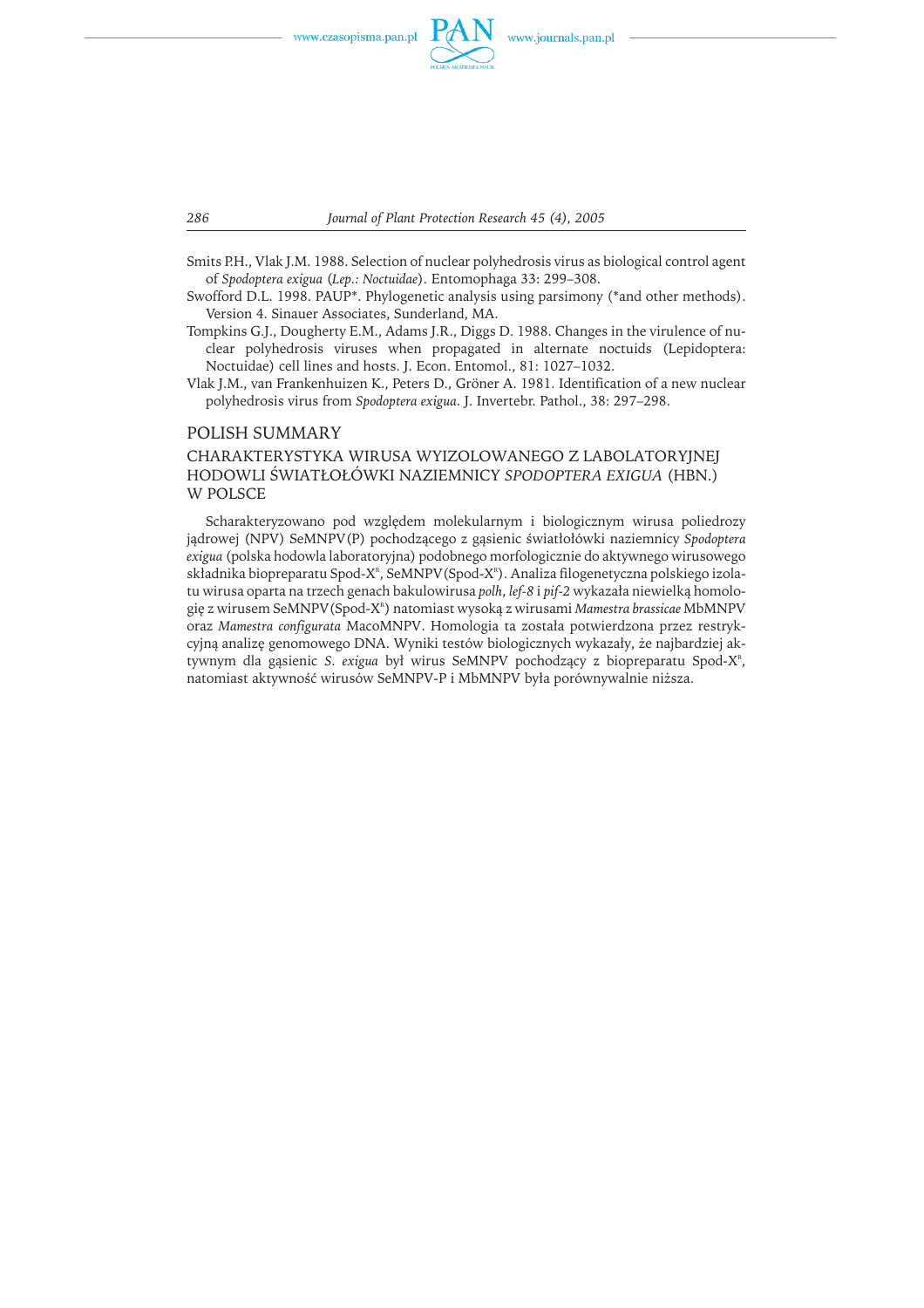Smits P.H., Vlak J.M. 1988. Selection of nuclear polyhedrosis virus as biological control agent of *Spodoptera exigua* (*Lep.: Noctuidae*). Entomophaga 33: 299–308.

Swofford D.L. 1998. PAUP*. Phylogenetic analysis using parsimony (*and other methods). Version 4. Sinauer Associates, Sunderland, MA.

Tompkins G.J., Dougherty E.M., Adams J.R., Diggs D. 1988. Changes in the virulence of nuclear polyhedrosis viruses when propagated in alternate noctuids (Lepidoptera: Noctuidae) cell lines and hosts. J. Econ. Entomol., 81: 1027–1032.

Vlak J.M., van Frankenhuizen K., Peters D., Gröner A. 1981. Identification of a new nuclear polyhedrosis virus from *Spodoptera exigua*. J. Invertebr. Pathol., 38: 297–298.

## POLISH SUMMARY

### CHARAKTERYSTYKA WIRUSA WYIZOLOWANEGO Z LABOLATORYJNEJ HODOWLI ŚWIATŁOŁÓWKI NAZIEMNICY *SPODOPTERA EXIGUA* (HBN.) W POLSCE

Scharakteryzowano pod względem molekularnym i biologicznym wirusa poliedrozy jądrowej (NPV) SeMNPV(P) pochodzącego z gąsienic światłołówki naziemnicy *Spodoptera exigua* (polska hodowla laboratoryjna) podobnego morfologicznie do aktywnego wirusowego składnika biopreparatu Spod-X[R], SeMNPV(Spod-X[R]). Analiza filogenetyczna polskiego izolatu wirusa oparta na trzech genach bakulowirusa *polh*, *lef-8* i *pif-2* wykazała niewielką homologię z wirusem SeMNPV(Spod-X[R]) natomiast wysoką z wirusami *Mamestra brassicae* MbMNPV oraz *Mamestra configurata* MacoMNPV. Homologia ta została potwierdzona przez restrykcyjną analizę genomowego DNA. Wyniki testów biologicznych wykazały, że najbardziej aktywnym dla gąsienic *S. exigua* był wirus SeMNPV pochodzący z biopreparatu Spod-X[R], natomiast aktywność wirusów SeMNPV-P i MbMNPV była porównywalnie niższa.